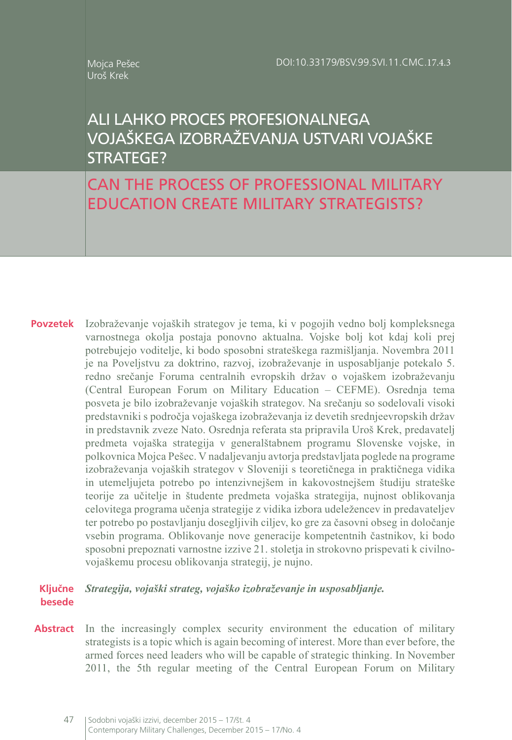Mojca Pešec
Uroš Krek

DOI:10.33179/BSV.99.SVI.11.CMC.17.4.3

# ALI LAHKO PROCES PROFESIONALNEGA VOJAŠKEGA IZOBRAŽEVANJA USTVARI VOJAŠKE STRATEGE?

# CAN THE PROCESS OF PROFESSIONAL MILITARY EDUCATION CREATE MILITARY STRATEGISTS?

**Povzetek** Izobraževanje vojaških strategov je tema, ki v pogojih vedno bolj kompleksnega varnostnega okolja postaja ponovno aktualna. Vojske bolj kot kdaj koli prej potrebujejo voditelje, ki bodo sposobni strateškega razmišljanja. Novembra 2011 je na Poveljstvu za doktrino, razvoj, izobraževanje in usposabljanje potekalo 5. redno srečanje Foruma centralnih evropskih držav o vojaškem izobraževanju (Central European Forum on Military Education – CEFME). Osrednja tema posveta je bilo izobraževanje vojaških strategov. Na srečanju so sodelovali visoki predstavniki s področja vojaškega izobraževanja iz devetih srednjeevropskih držav in predstavnik zveze Nato. Osrednja referata sta pripravila Uroš Krek, predavatelj predmeta vojaška strategija v generalštabnem programu Slovenske vojske, in polkovnica Mojca Pešec. V nadaljevanju avtorja predstavljata poglede na programe izobraževanja vojaških strategov v Sloveniji s teoretičnega in praktičnega vidika in utemeljujeta potrebo po intenzivnejšem in kakovostnejšem študiju strateške teorije za učitelje in študente predmeta vojaška strategija, nujnost oblikovanja celovitega programa učenja strategije z vidika izbora udeležencev in predavateljev ter potrebo po postavljanju dosegljivih ciljev, ko gre za časovni obseg in določanje vsebin programa. Oblikovanje nove generacije kompetentnih častnikov, ki bodo sposobni prepoznati varnostne izzive 21. stoletja in strokovno prispevati k civilno-vojaškemu procesu oblikovanja strategij, je nujno.

**Ključne besede** ***Strategija, vojaški strateg, vojaško izobraževanje in usposabljanje.***

**Abstract** In the increasingly complex security environment the education of military strategists is a topic which is again becoming of interest. More than ever before, the armed forces need leaders who will be capable of strategic thinking. In November 2011, the 5th regular meeting of the Central European Forum on Military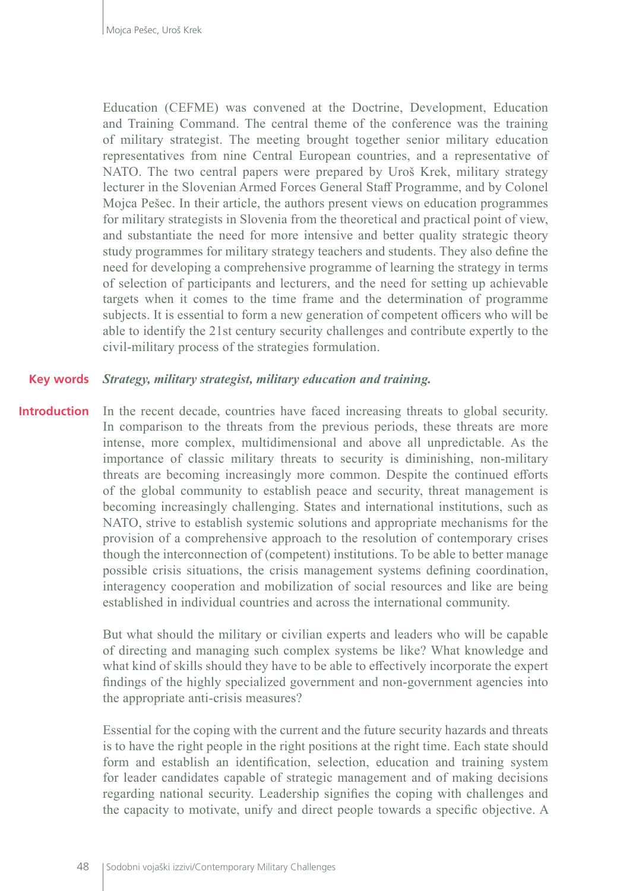Education (CEFME) was convened at the Doctrine, Development, Education and Training Command. The central theme of the conference was the training of military strategist. The meeting brought together senior military education representatives from nine Central European countries, and a representative of NATO. The two central papers were prepared by Uroš Krek, military strategy lecturer in the Slovenian Armed Forces General Staff Programme, and by Colonel Mojca Pešec. In their article, the authors present views on education programmes for military strategists in Slovenia from the theoretical and practical point of view, and substantiate the need for more intensive and better quality strategic theory study programmes for military strategy teachers and students. They also define the need for developing a comprehensive programme of learning the strategy in terms of selection of participants and lecturers, and the need for setting up achievable targets when it comes to the time frame and the determination of programme subjects. It is essential to form a new generation of competent officers who will be able to identify the 21st century security challenges and contribute expertly to the civil-military process of the strategies formulation.

**Key words** ***Strategy, military strategist, military education and training.***

## Introduction

In the recent decade, countries have faced increasing threats to global security. In comparison to the threats from the previous periods, these threats are more intense, more complex, multidimensional and above all unpredictable. As the importance of classic military threats to security is diminishing, non-military threats are becoming increasingly more common. Despite the continued efforts of the global community to establish peace and security, threat management is becoming increasingly challenging. States and international institutions, such as NATO, strive to establish systemic solutions and appropriate mechanisms for the provision of a comprehensive approach to the resolution of contemporary crises though the interconnection of (competent) institutions. To be able to better manage possible crisis situations, the crisis management systems defining coordination, interagency cooperation and mobilization of social resources and like are being established in individual countries and across the international community.

But what should the military or civilian experts and leaders who will be capable of directing and managing such complex systems be like? What knowledge and what kind of skills should they have to be able to effectively incorporate the expert findings of the highly specialized government and non-government agencies into the appropriate anti-crisis measures?

Essential for the coping with the current and the future security hazards and threats is to have the right people in the right positions at the right time. Each state should form and establish an identification, selection, education and training system for leader candidates capable of strategic management and of making decisions regarding national security. Leadership signifies the coping with challenges and the capacity to motivate, unify and direct people towards a specific objective. A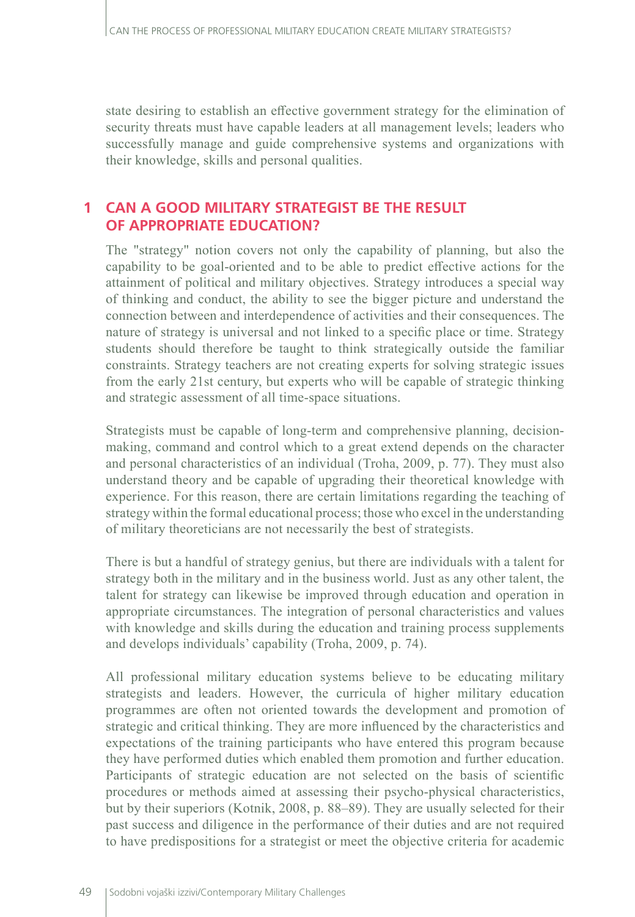state desiring to establish an effective government strategy for the elimination of security threats must have capable leaders at all management levels; leaders who successfully manage and guide comprehensive systems and organizations with their knowledge, skills and personal qualities.

## 1 CAN A GOOD MILITARY STRATEGIST BE THE RESULT OF APPROPRIATE EDUCATION?

The "strategy" notion covers not only the capability of planning, but also the capability to be goal-oriented and to be able to predict effective actions for the attainment of political and military objectives. Strategy introduces a special way of thinking and conduct, the ability to see the bigger picture and understand the connection between and interdependence of activities and their consequences. The nature of strategy is universal and not linked to a specific place or time. Strategy students should therefore be taught to think strategically outside the familiar constraints. Strategy teachers are not creating experts for solving strategic issues from the early 21st century, but experts who will be capable of strategic thinking and strategic assessment of all time-space situations.

Strategists must be capable of long-term and comprehensive planning, decision-making, command and control which to a great extend depends on the character and personal characteristics of an individual (Troha, 2009, p. 77). They must also understand theory and be capable of upgrading their theoretical knowledge with experience. For this reason, there are certain limitations regarding the teaching of strategy within the formal educational process; those who excel in the understanding of military theoreticians are not necessarily the best of strategists.

There is but a handful of strategy genius, but there are individuals with a talent for strategy both in the military and in the business world. Just as any other talent, the talent for strategy can likewise be improved through education and operation in appropriate circumstances. The integration of personal characteristics and values with knowledge and skills during the education and training process supplements and develops individuals' capability (Troha, 2009, p. 74).

All professional military education systems believe to be educating military strategists and leaders. However, the curricula of higher military education programmes are often not oriented towards the development and promotion of strategic and critical thinking. They are more influenced by the characteristics and expectations of the training participants who have entered this program because they have performed duties which enabled them promotion and further education. Participants of strategic education are not selected on the basis of scientific procedures or methods aimed at assessing their psycho-physical characteristics, but by their superiors (Kotnik, 2008, p. 88–89). They are usually selected for their past success and diligence in the performance of their duties and are not required to have predispositions for a strategist or meet the objective criteria for academic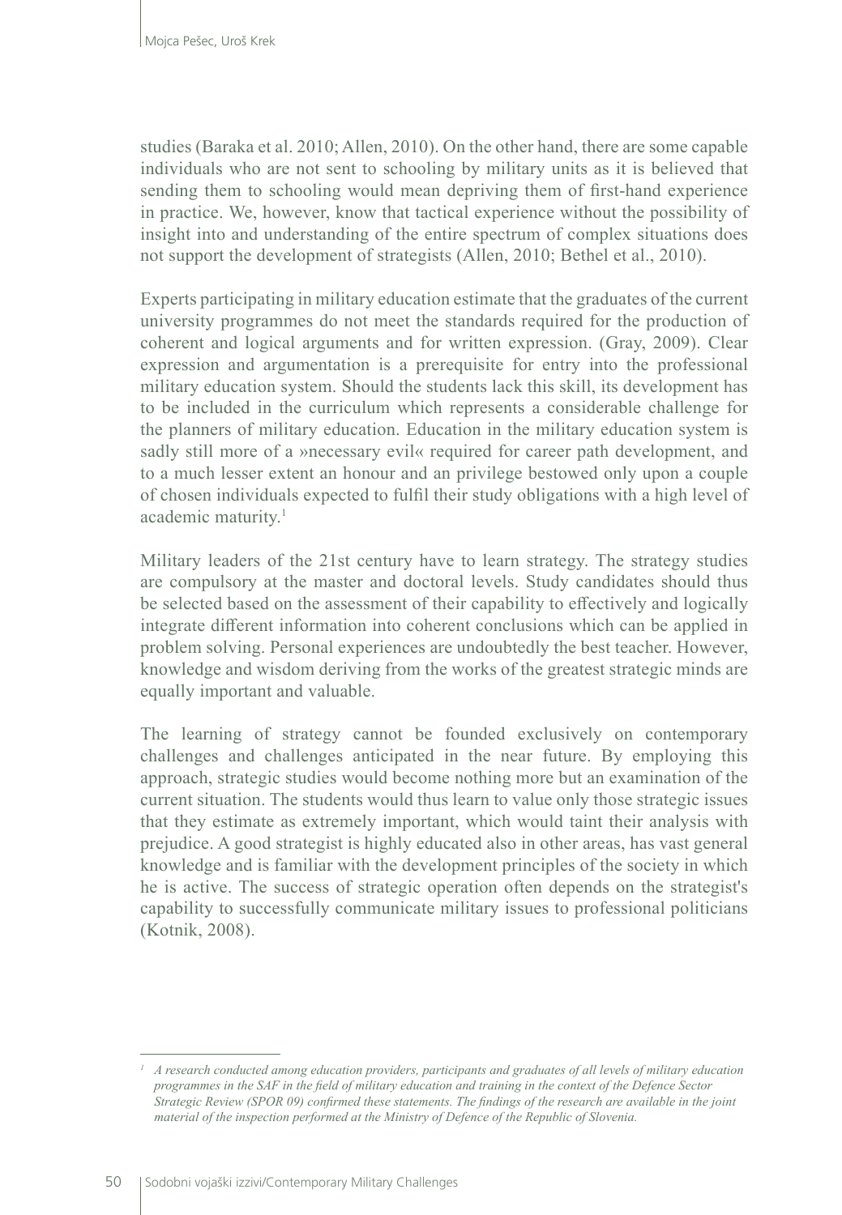studies (Baraka et al. 2010; Allen, 2010). On the other hand, there are some capable individuals who are not sent to schooling by military units as it is believed that sending them to schooling would mean depriving them of first-hand experience in practice. We, however, know that tactical experience without the possibility of insight into and understanding of the entire spectrum of complex situations does not support the development of strategists (Allen, 2010; Bethel et al., 2010).

Experts participating in military education estimate that the graduates of the current university programmes do not meet the standards required for the production of coherent and logical arguments and for written expression. (Gray, 2009). Clear expression and argumentation is a prerequisite for entry into the professional military education system. Should the students lack this skill, its development has to be included in the curriculum which represents a considerable challenge for the planners of military education. Education in the military education system is sadly still more of a »necessary evil« required for career path development, and to a much lesser extent an honour and an privilege bestowed only upon a couple of chosen individuals expected to fulfil their study obligations with a high level of academic maturity.[1]

Military leaders of the 21st century have to learn strategy. The strategy studies are compulsory at the master and doctoral levels. Study candidates should thus be selected based on the assessment of their capability to effectively and logically integrate different information into coherent conclusions which can be applied in problem solving. Personal experiences are undoubtedly the best teacher. However, knowledge and wisdom deriving from the works of the greatest strategic minds are equally important and valuable.

The learning of strategy cannot be founded exclusively on contemporary challenges and challenges anticipated in the near future. By employing this approach, strategic studies would become nothing more but an examination of the current situation. The students would thus learn to value only those strategic issues that they estimate as extremely important, which would taint their analysis with prejudice. A good strategist is highly educated also in other areas, has vast general knowledge and is familiar with the development principles of the society in which he is active. The success of strategic operation often depends on the strategist's capability to successfully communicate military issues to professional politicians (Kotnik, 2008).

---

[1] *A research conducted among education providers, participants and graduates of all levels of military education programmes in the SAF in the field of military education and training in the context of the Defence Sector Strategic Review (SPOR 09) confirmed these statements. The findings of the research are available in the joint material of the inspection performed at the Ministry of Defence of the Republic of Slovenia.*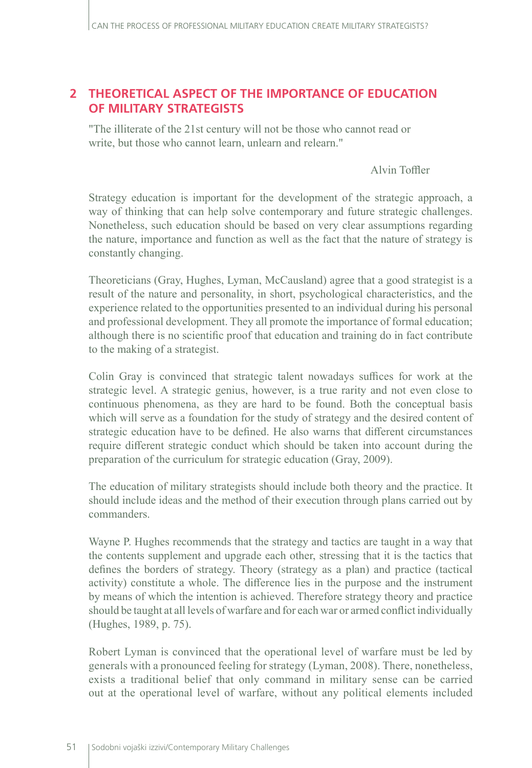## 2 THEORETICAL ASPECT OF THE IMPORTANCE OF EDUCATION OF MILITARY STRATEGISTS

"The illiterate of the 21st century will not be those who cannot read or write, but those who cannot learn, unlearn and relearn."

Alvin Toffler

Strategy education is important for the development of the strategic approach, a way of thinking that can help solve contemporary and future strategic challenges. Nonetheless, such education should be based on very clear assumptions regarding the nature, importance and function as well as the fact that the nature of strategy is constantly changing.

Theoreticians (Gray, Hughes, Lyman, McCausland) agree that a good strategist is a result of the nature and personality, in short, psychological characteristics, and the experience related to the opportunities presented to an individual during his personal and professional development. They all promote the importance of formal education; although there is no scientific proof that education and training do in fact contribute to the making of a strategist.

Colin Gray is convinced that strategic talent nowadays suffices for work at the strategic level. A strategic genius, however, is a true rarity and not even close to continuous phenomena, as they are hard to be found. Both the conceptual basis which will serve as a foundation for the study of strategy and the desired content of strategic education have to be defined. He also warns that different circumstances require different strategic conduct which should be taken into account during the preparation of the curriculum for strategic education (Gray, 2009).

The education of military strategists should include both theory and the practice. It should include ideas and the method of their execution through plans carried out by commanders.

Wayne P. Hughes recommends that the strategy and tactics are taught in a way that the contents supplement and upgrade each other, stressing that it is the tactics that defines the borders of strategy. Theory (strategy as a plan) and practice (tactical activity) constitute a whole. The difference lies in the purpose and the instrument by means of which the intention is achieved. Therefore strategy theory and practice should be taught at all levels of warfare and for each war or armed conflict individually (Hughes, 1989, p. 75).

Robert Lyman is convinced that the operational level of warfare must be led by generals with a pronounced feeling for strategy (Lyman, 2008). There, nonetheless, exists a traditional belief that only command in military sense can be carried out at the operational level of warfare, without any political elements included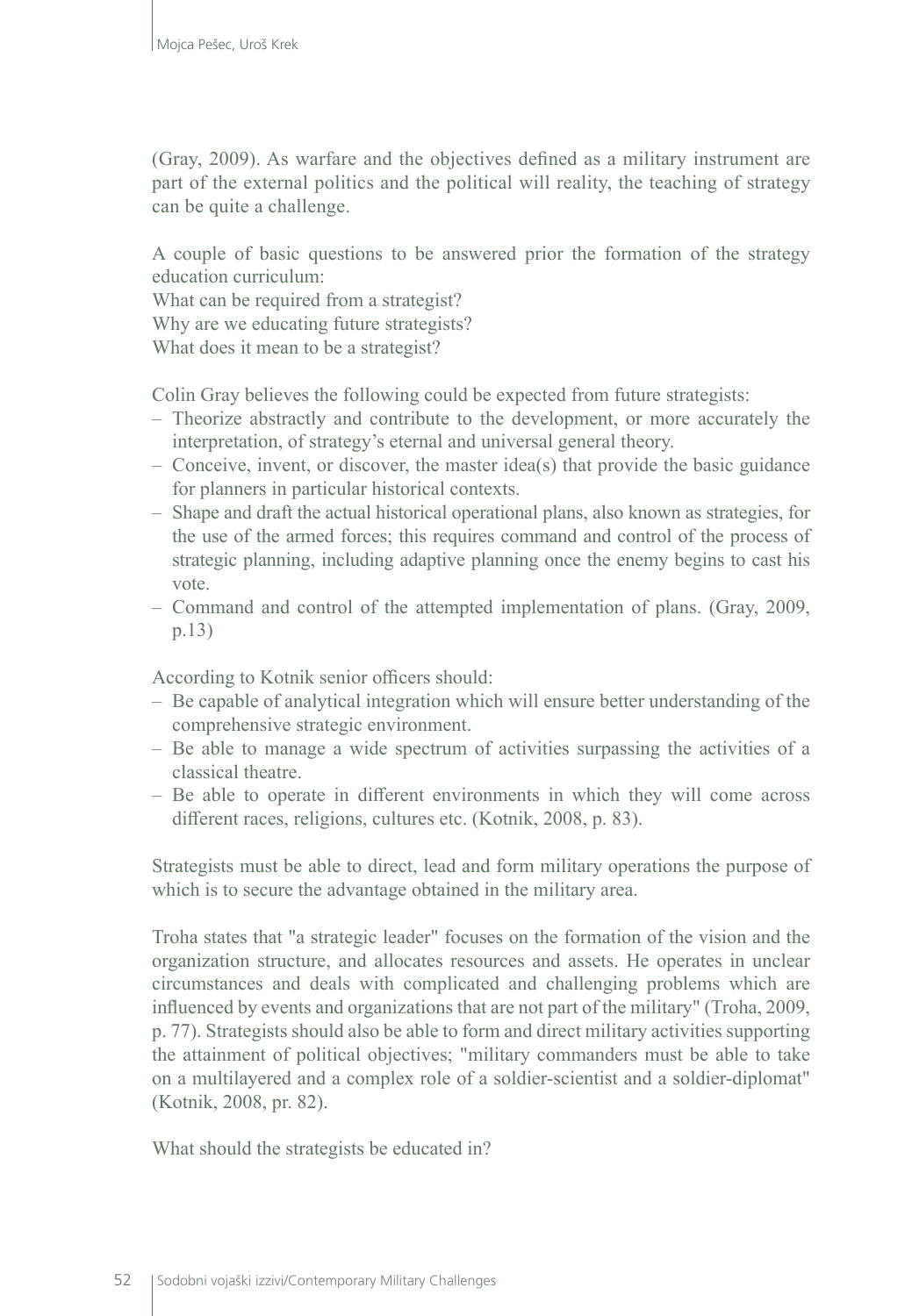(Gray, 2009). As warfare and the objectives defined as a military instrument are part of the external politics and the political will reality, the teaching of strategy can be quite a challenge.

A couple of basic questions to be answered prior the formation of the strategy education curriculum:
What can be required from a strategist?
Why are we educating future strategists?
What does it mean to be a strategist?

Colin Gray believes the following could be expected from future strategists:

- Theorize abstractly and contribute to the development, or more accurately the interpretation, of strategy's eternal and universal general theory.
- Conceive, invent, or discover, the master idea(s) that provide the basic guidance for planners in particular historical contexts.
- Shape and draft the actual historical operational plans, also known as strategies, for the use of the armed forces; this requires command and control of the process of strategic planning, including adaptive planning once the enemy begins to cast his vote.
- Command and control of the attempted implementation of plans. (Gray, 2009, p.13)

According to Kotnik senior officers should:

- Be capable of analytical integration which will ensure better understanding of the comprehensive strategic environment.
- Be able to manage a wide spectrum of activities surpassing the activities of a classical theatre.
- Be able to operate in different environments in which they will come across different races, religions, cultures etc. (Kotnik, 2008, p. 83).

Strategists must be able to direct, lead and form military operations the purpose of which is to secure the advantage obtained in the military area.

Troha states that "a strategic leader" focuses on the formation of the vision and the organization structure, and allocates resources and assets. He operates in unclear circumstances and deals with complicated and challenging problems which are influenced by events and organizations that are not part of the military" (Troha, 2009, p. 77). Strategists should also be able to form and direct military activities supporting the attainment of political objectives; "military commanders must be able to take on a multilayered and a complex role of a soldier-scientist and a soldier-diplomat" (Kotnik, 2008, pr. 82).

What should the strategists be educated in?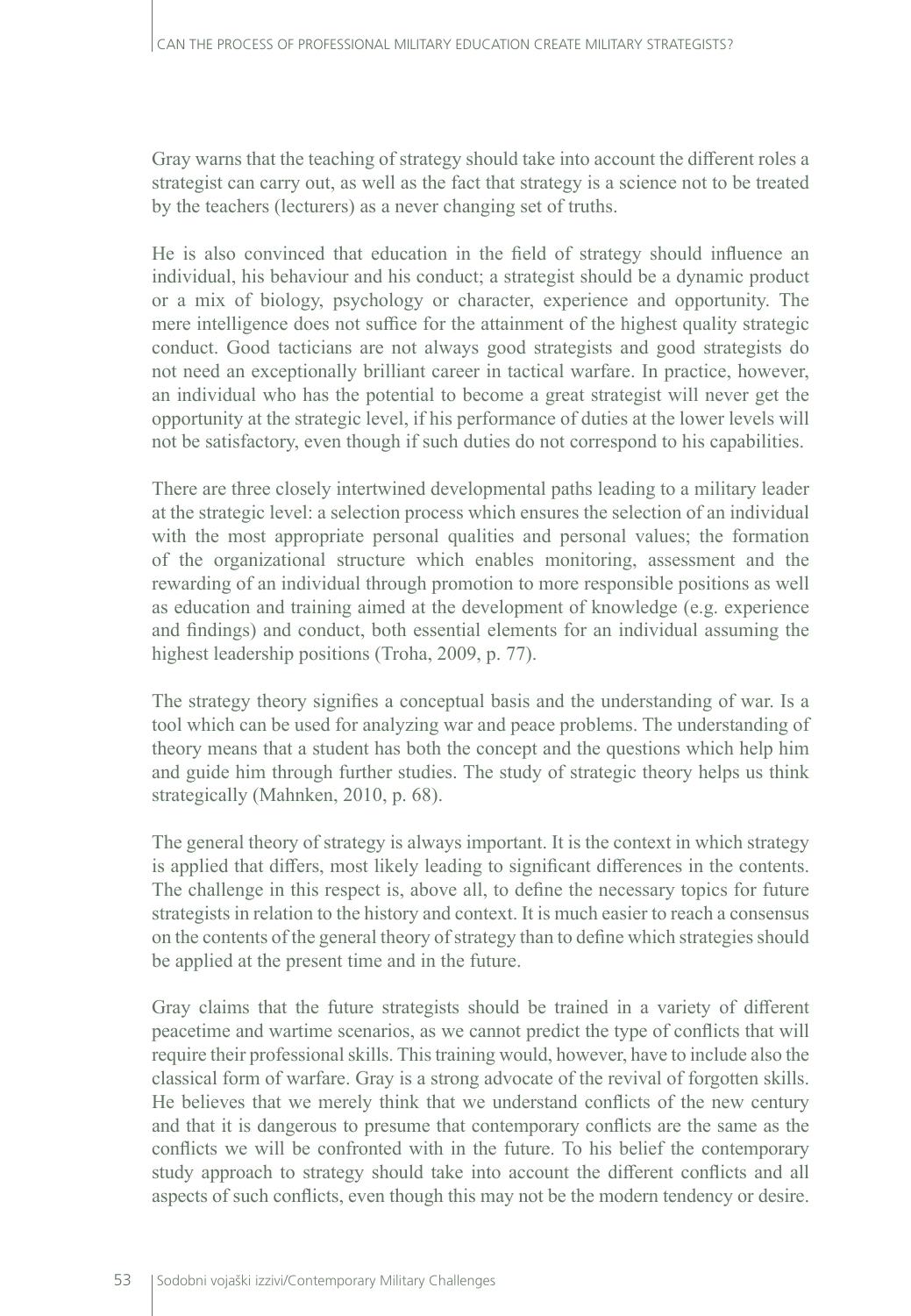Gray warns that the teaching of strategy should take into account the different roles a strategist can carry out, as well as the fact that strategy is a science not to be treated by the teachers (lecturers) as a never changing set of truths.

He is also convinced that education in the field of strategy should influence an individual, his behaviour and his conduct; a strategist should be a dynamic product or a mix of biology, psychology or character, experience and opportunity. The mere intelligence does not suffice for the attainment of the highest quality strategic conduct. Good tacticians are not always good strategists and good strategists do not need an exceptionally brilliant career in tactical warfare. In practice, however, an individual who has the potential to become a great strategist will never get the opportunity at the strategic level, if his performance of duties at the lower levels will not be satisfactory, even though if such duties do not correspond to his capabilities.

There are three closely intertwined developmental paths leading to a military leader at the strategic level: a selection process which ensures the selection of an individual with the most appropriate personal qualities and personal values; the formation of the organizational structure which enables monitoring, assessment and the rewarding of an individual through promotion to more responsible positions as well as education and training aimed at the development of knowledge (e.g. experience and findings) and conduct, both essential elements for an individual assuming the highest leadership positions (Troha, 2009, p. 77).

The strategy theory signifies a conceptual basis and the understanding of war. Is a tool which can be used for analyzing war and peace problems. The understanding of theory means that a student has both the concept and the questions which help him and guide him through further studies. The study of strategic theory helps us think strategically (Mahnken, 2010, p. 68).

The general theory of strategy is always important. It is the context in which strategy is applied that differs, most likely leading to significant differences in the contents. The challenge in this respect is, above all, to define the necessary topics for future strategists in relation to the history and context. It is much easier to reach a consensus on the contents of the general theory of strategy than to define which strategies should be applied at the present time and in the future.

Gray claims that the future strategists should be trained in a variety of different peacetime and wartime scenarios, as we cannot predict the type of conflicts that will require their professional skills. This training would, however, have to include also the classical form of warfare. Gray is a strong advocate of the revival of forgotten skills. He believes that we merely think that we understand conflicts of the new century and that it is dangerous to presume that contemporary conflicts are the same as the conflicts we will be confronted with in the future. To his belief the contemporary study approach to strategy should take into account the different conflicts and all aspects of such conflicts, even though this may not be the modern tendency or desire.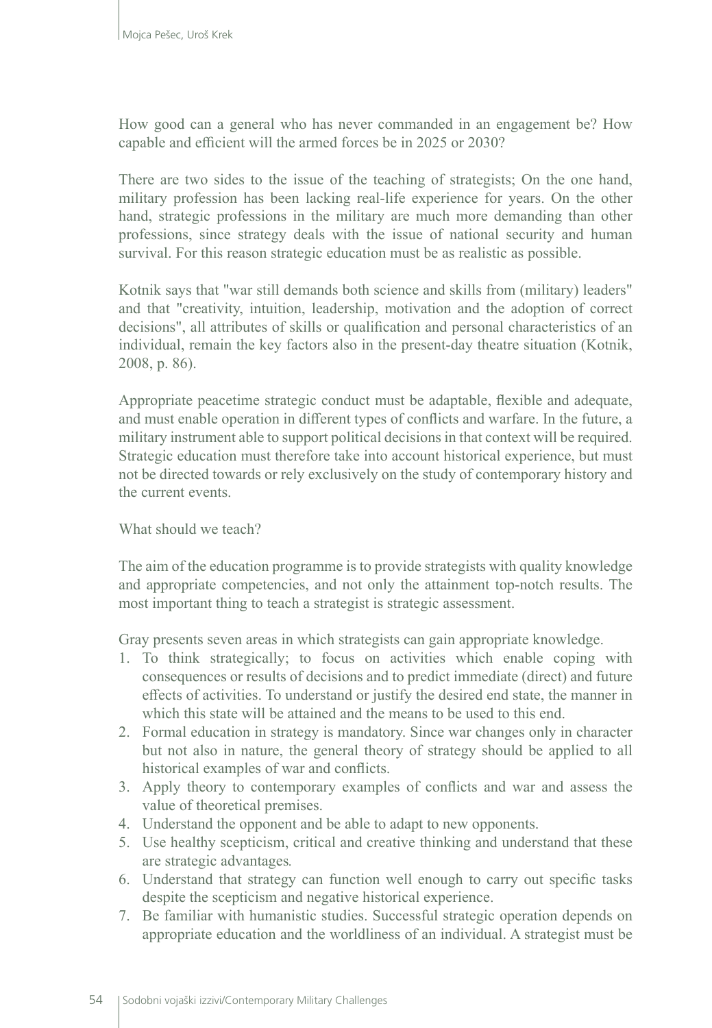How good can a general who has never commanded in an engagement be? How capable and efficient will the armed forces be in 2025 or 2030?

There are two sides to the issue of the teaching of strategists; On the one hand, military profession has been lacking real-life experience for years. On the other hand, strategic professions in the military are much more demanding than other professions, since strategy deals with the issue of national security and human survival. For this reason strategic education must be as realistic as possible.

Kotnik says that "war still demands both science and skills from (military) leaders" and that "creativity, intuition, leadership, motivation and the adoption of correct decisions", all attributes of skills or qualification and personal characteristics of an individual, remain the key factors also in the present-day theatre situation (Kotnik, 2008, p. 86).

Appropriate peacetime strategic conduct must be adaptable, flexible and adequate, and must enable operation in different types of conflicts and warfare. In the future, a military instrument able to support political decisions in that context will be required. Strategic education must therefore take into account historical experience, but must not be directed towards or rely exclusively on the study of contemporary history and the current events.

What should we teach?

The aim of the education programme is to provide strategists with quality knowledge and appropriate competencies, and not only the attainment top-notch results. The most important thing to teach a strategist is strategic assessment.

Gray presents seven areas in which strategists can gain appropriate knowledge.

1. To think strategically; to focus on activities which enable coping with consequences or results of decisions and to predict immediate (direct) and future effects of activities. To understand or justify the desired end state, the manner in which this state will be attained and the means to be used to this end.
2. Formal education in strategy is mandatory. Since war changes only in character but not also in nature, the general theory of strategy should be applied to all historical examples of war and conflicts.
3. Apply theory to contemporary examples of conflicts and war and assess the value of theoretical premises.
4. Understand the opponent and be able to adapt to new opponents.
5. Use healthy scepticism, critical and creative thinking and understand that these are strategic advantages.
6. Understand that strategy can function well enough to carry out specific tasks despite the scepticism and negative historical experience.
7. Be familiar with humanistic studies. Successful strategic operation depends on appropriate education and the worldliness of an individual. A strategist must be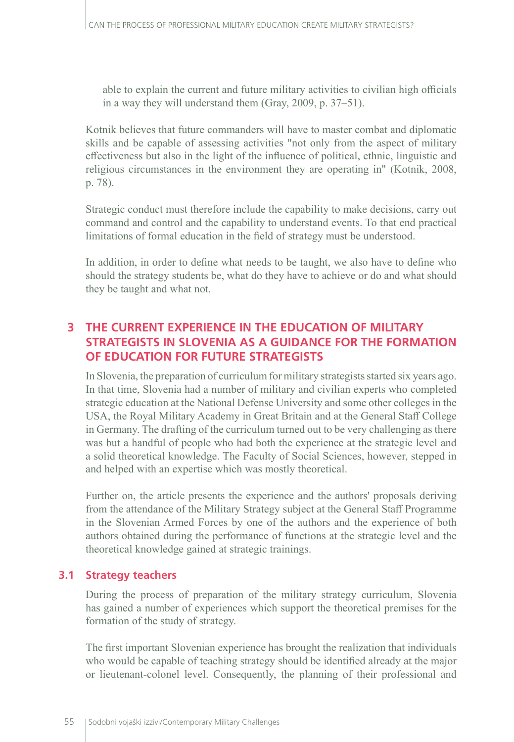able to explain the current and future military activities to civilian high officials in a way they will understand them (Gray, 2009, p. 37–51).

Kotnik believes that future commanders will have to master combat and diplomatic skills and be capable of assessing activities "not only from the aspect of military effectiveness but also in the light of the influence of political, ethnic, linguistic and religious circumstances in the environment they are operating in" (Kotnik, 2008, p. 78).

Strategic conduct must therefore include the capability to make decisions, carry out command and control and the capability to understand events. To that end practical limitations of formal education in the field of strategy must be understood.

In addition, in order to define what needs to be taught, we also have to define who should the strategy students be, what do they have to achieve or do and what should they be taught and what not.

## 3 THE CURRENT EXPERIENCE IN THE EDUCATION OF MILITARY STRATEGISTS IN SLOVENIA AS A GUIDANCE FOR THE FORMATION OF EDUCATION FOR FUTURE STRATEGISTS

In Slovenia, the preparation of curriculum for military strategists started six years ago. In that time, Slovenia had a number of military and civilian experts who completed strategic education at the National Defense University and some other colleges in the USA, the Royal Military Academy in Great Britain and at the General Staff College in Germany. The drafting of the curriculum turned out to be very challenging as there was but a handful of people who had both the experience at the strategic level and a solid theoretical knowledge. The Faculty of Social Sciences, however, stepped in and helped with an expertise which was mostly theoretical.

Further on, the article presents the experience and the authors' proposals deriving from the attendance of the Military Strategy subject at the General Staff Programme in the Slovenian Armed Forces by one of the authors and the experience of both authors obtained during the performance of functions at the strategic level and the theoretical knowledge gained at strategic trainings.

### 3.1 Strategy teachers

During the process of preparation of the military strategy curriculum, Slovenia has gained a number of experiences which support the theoretical premises for the formation of the study of strategy.

The first important Slovenian experience has brought the realization that individuals who would be capable of teaching strategy should be identified already at the major or lieutenant-colonel level. Consequently, the planning of their professional and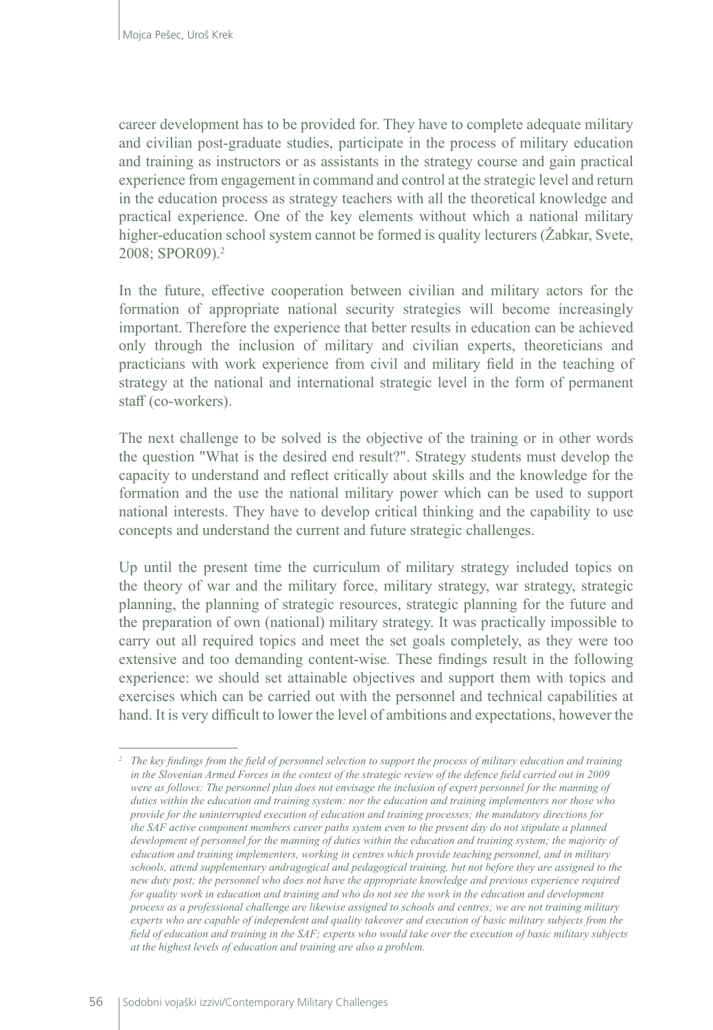career development has to be provided for. They have to complete adequate military and civilian post-graduate studies, participate in the process of military education and training as instructors or as assistants in the strategy course and gain practical experience from engagement in command and control at the strategic level and return in the education process as strategy teachers with all the theoretical knowledge and practical experience. One of the key elements without which a national military higher-education school system cannot be formed is quality lecturers (Žabkar, Svete, 2008; SPOR09).[2]

In the future, effective cooperation between civilian and military actors for the formation of appropriate national security strategies will become increasingly important. Therefore the experience that better results in education can be achieved only through the inclusion of military and civilian experts, theoreticians and practicians with work experience from civil and military field in the teaching of strategy at the national and international strategic level in the form of permanent staff (co-workers).

The next challenge to be solved is the objective of the training or in other words the question "What is the desired end result?". Strategy students must develop the capacity to understand and reflect critically about skills and the knowledge for the formation and the use the national military power which can be used to support national interests. They have to develop critical thinking and the capability to use concepts and understand the current and future strategic challenges.

Up until the present time the curriculum of military strategy included topics on the theory of war and the military force, military strategy, war strategy, strategic planning, the planning of strategic resources, strategic planning for the future and the preparation of own (national) military strategy. It was practically impossible to carry out all required topics and meet the set goals completely, as they were too extensive and too demanding content-wise*.* These findings result in the following experience: we should set attainable objectives and support them with topics and exercises which can be carried out with the personnel and technical capabilities at hand. It is very difficult to lower the level of ambitions and expectations, however the

---

[2] *The key findings from the field of personnel selection to support the process of military education and training in the Slovenian Armed Forces in the context of the strategic review of the defence field carried out in 2009 were as follows: The personnel plan does not envisage the inclusion of expert personnel for the manning of duties within the education and training system: nor the education and training implementers nor those who provide for the uninterrupted execution of education and training processes; the mandatory directions for the SAF active component members career paths system even to the present day do not stipulate a planned development of personnel for the manning of duties within the education and training system; the majority of education and training implementers, working in centres which provide teaching personnel, and in military schools, attend supplementary andragogical and pedagogical training, but not before they are assigned to the new duty post; the personnel who does not have the appropriate knowledge and previous experience required for quality work in education and training and who do not see the work in the education and development process as a professional challenge are likewise assigned to schools and centres; we are not training military experts who are capable of independent and quality takeover and execution of basic military subjects from the field of education and training in the SAF; experts who would take over the execution of basic military subjects at the highest levels of education and training are also a problem.*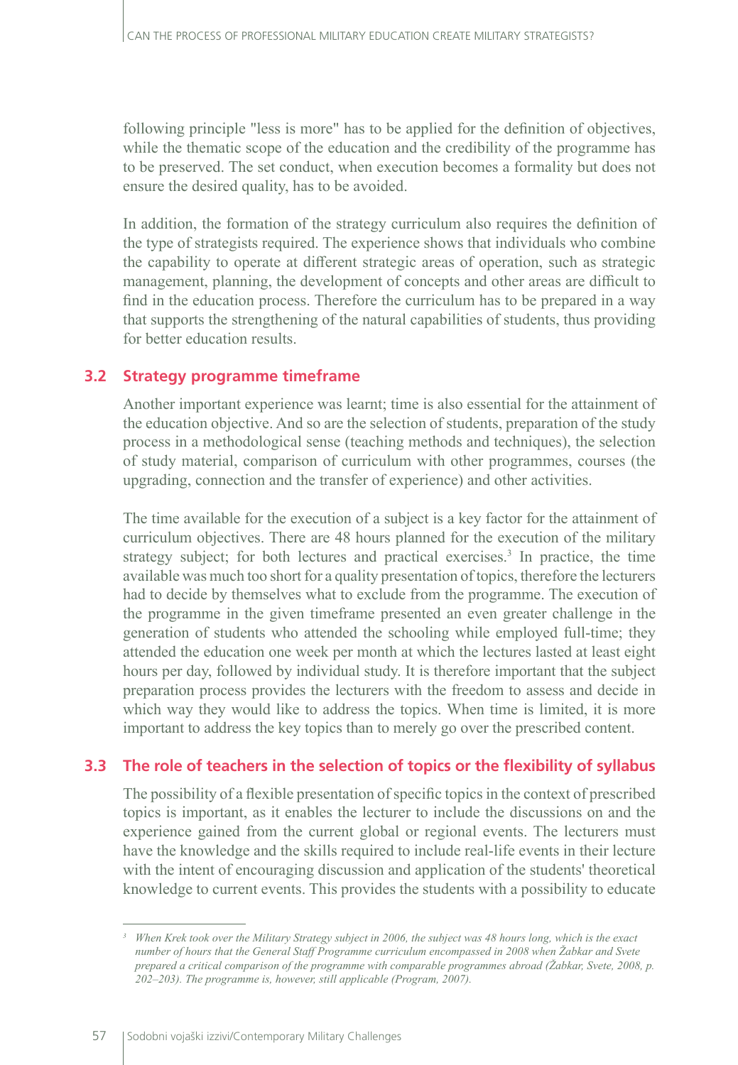following principle "less is more" has to be applied for the definition of objectives, while the thematic scope of the education and the credibility of the programme has to be preserved. The set conduct, when execution becomes a formality but does not ensure the desired quality, has to be avoided.

In addition, the formation of the strategy curriculum also requires the definition of the type of strategists required. The experience shows that individuals who combine the capability to operate at different strategic areas of operation, such as strategic management, planning, the development of concepts and other areas are difficult to find in the education process. Therefore the curriculum has to be prepared in a way that supports the strengthening of the natural capabilities of students, thus providing for better education results.

## 3.2 Strategy programme timeframe

Another important experience was learnt; time is also essential for the attainment of the education objective. And so are the selection of students, preparation of the study process in a methodological sense (teaching methods and techniques), the selection of study material, comparison of curriculum with other programmes, courses (the upgrading, connection and the transfer of experience) and other activities.

The time available for the execution of a subject is a key factor for the attainment of curriculum objectives. There are 48 hours planned for the execution of the military strategy subject; for both lectures and practical exercises.[3] In practice, the time available was much too short for a quality presentation of topics, therefore the lecturers had to decide by themselves what to exclude from the programme. The execution of the programme in the given timeframe presented an even greater challenge in the generation of students who attended the schooling while employed full-time; they attended the education one week per month at which the lectures lasted at least eight hours per day, followed by individual study. It is therefore important that the subject preparation process provides the lecturers with the freedom to assess and decide in which way they would like to address the topics. When time is limited, it is more important to address the key topics than to merely go over the prescribed content.

## 3.3 The role of teachers in the selection of topics or the flexibility of syllabus

The possibility of a flexible presentation of specific topics in the context of prescribed topics is important, as it enables the lecturer to include the discussions on and the experience gained from the current global or regional events. The lecturers must have the knowledge and the skills required to include real-life events in their lecture with the intent of encouraging discussion and application of the students' theoretical knowledge to current events. This provides the students with a possibility to educate

---

[3] *When Krek took over the Military Strategy subject in 2006, the subject was 48 hours long, which is the exact number of hours that the General Staff Programme curriculum encompassed in 2008 when Žabkar and Svete prepared a critical comparison of the programme with comparable programmes abroad (Žabkar, Svete, 2008, p. 202–203). The programme is, however, still applicable (Program, 2007).*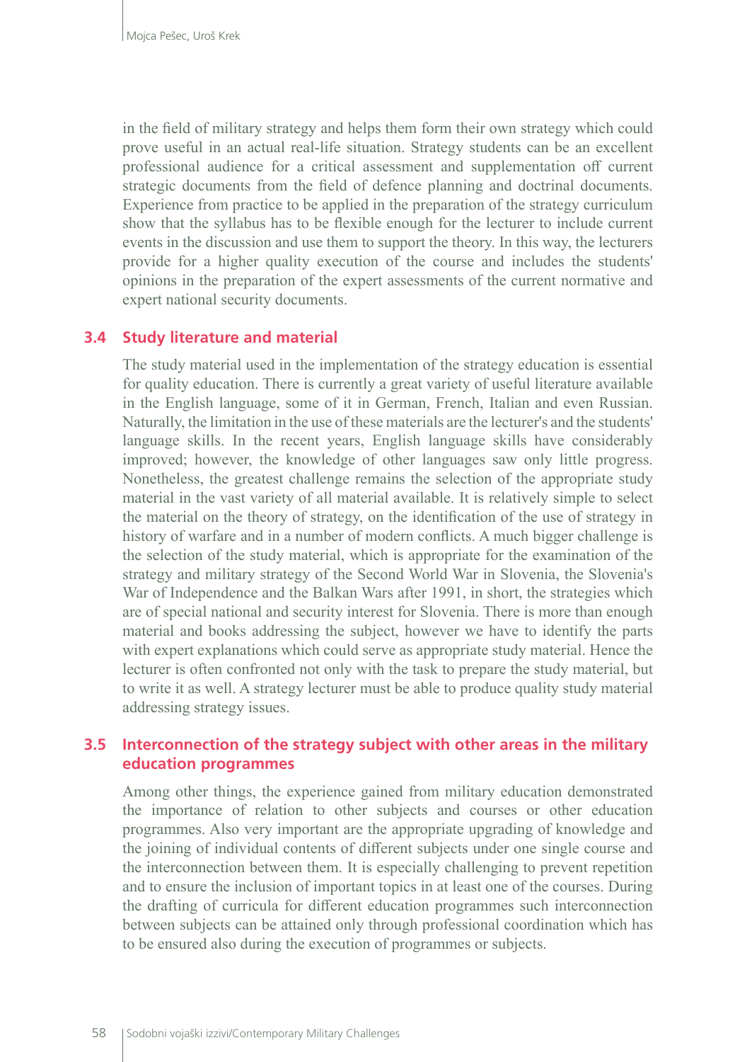in the field of military strategy and helps them form their own strategy which could prove useful in an actual real-life situation. Strategy students can be an excellent professional audience for a critical assessment and supplementation off current strategic documents from the field of defence planning and doctrinal documents. Experience from practice to be applied in the preparation of the strategy curriculum show that the syllabus has to be flexible enough for the lecturer to include current events in the discussion and use them to support the theory. In this way, the lecturers provide for a higher quality execution of the course and includes the students' opinions in the preparation of the expert assessments of the current normative and expert national security documents.

### 3.4 Study literature and material

The study material used in the implementation of the strategy education is essential for quality education. There is currently a great variety of useful literature available in the English language, some of it in German, French, Italian and even Russian. Naturally, the limitation in the use of these materials are the lecturer's and the students' language skills. In the recent years, English language skills have considerably improved; however, the knowledge of other languages saw only little progress. Nonetheless, the greatest challenge remains the selection of the appropriate study material in the vast variety of all material available. It is relatively simple to select the material on the theory of strategy, on the identification of the use of strategy in history of warfare and in a number of modern conflicts. A much bigger challenge is the selection of the study material, which is appropriate for the examination of the strategy and military strategy of the Second World War in Slovenia, the Slovenia's War of Independence and the Balkan Wars after 1991, in short, the strategies which are of special national and security interest for Slovenia. There is more than enough material and books addressing the subject, however we have to identify the parts with expert explanations which could serve as appropriate study material. Hence the lecturer is often confronted not only with the task to prepare the study material, but to write it as well. A strategy lecturer must be able to produce quality study material addressing strategy issues.

### 3.5 Interconnection of the strategy subject with other areas in the military education programmes

Among other things, the experience gained from military education demonstrated the importance of relation to other subjects and courses or other education programmes. Also very important are the appropriate upgrading of knowledge and the joining of individual contents of different subjects under one single course and the interconnection between them. It is especially challenging to prevent repetition and to ensure the inclusion of important topics in at least one of the courses. During the drafting of curricula for different education programmes such interconnection between subjects can be attained only through professional coordination which has to be ensured also during the execution of programmes or subjects.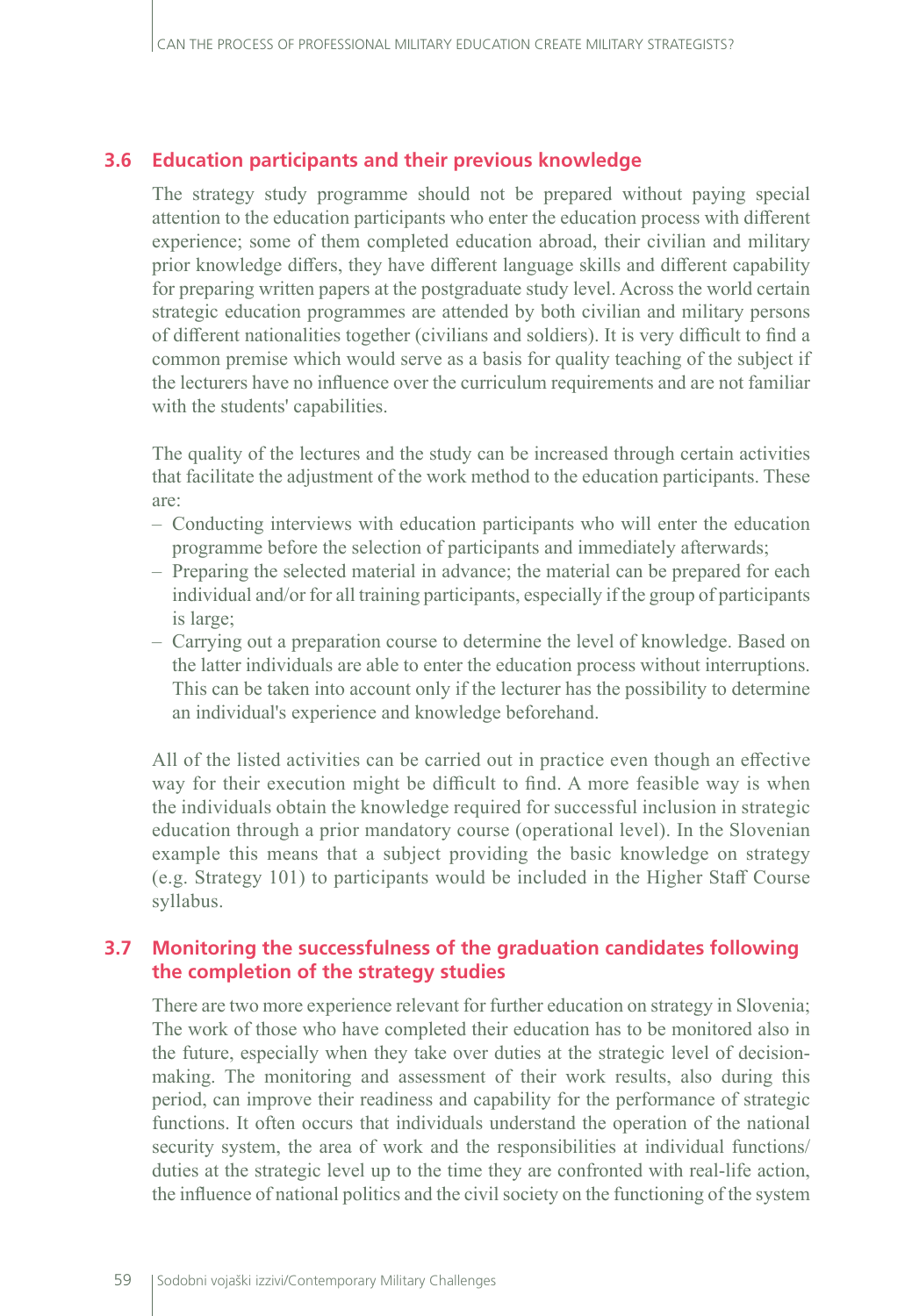## 3.6 Education participants and their previous knowledge

The strategy study programme should not be prepared without paying special attention to the education participants who enter the education process with different experience; some of them completed education abroad, their civilian and military prior knowledge differs, they have different language skills and different capability for preparing written papers at the postgraduate study level. Across the world certain strategic education programmes are attended by both civilian and military persons of different nationalities together (civilians and soldiers). It is very difficult to find a common premise which would serve as a basis for quality teaching of the subject if the lecturers have no influence over the curriculum requirements and are not familiar with the students' capabilities.

The quality of the lectures and the study can be increased through certain activities that facilitate the adjustment of the work method to the education participants. These are:

- Conducting interviews with education participants who will enter the education programme before the selection of participants and immediately afterwards;
- Preparing the selected material in advance; the material can be prepared for each individual and/or for all training participants, especially if the group of participants is large;
- Carrying out a preparation course to determine the level of knowledge. Based on the latter individuals are able to enter the education process without interruptions. This can be taken into account only if the lecturer has the possibility to determine an individual's experience and knowledge beforehand.

All of the listed activities can be carried out in practice even though an effective way for their execution might be difficult to find. A more feasible way is when the individuals obtain the knowledge required for successful inclusion in strategic education through a prior mandatory course (operational level). In the Slovenian example this means that a subject providing the basic knowledge on strategy (e.g. Strategy 101) to participants would be included in the Higher Staff Course syllabus.

## 3.7 Monitoring the successfulness of the graduation candidates following the completion of the strategy studies

There are two more experience relevant for further education on strategy in Slovenia; The work of those who have completed their education has to be monitored also in the future, especially when they take over duties at the strategic level of decision-making. The monitoring and assessment of their work results, also during this period, can improve their readiness and capability for the performance of strategic functions. It often occurs that individuals understand the operation of the national security system, the area of work and the responsibilities at individual functions/duties at the strategic level up to the time they are confronted with real-life action, the influence of national politics and the civil society on the functioning of the system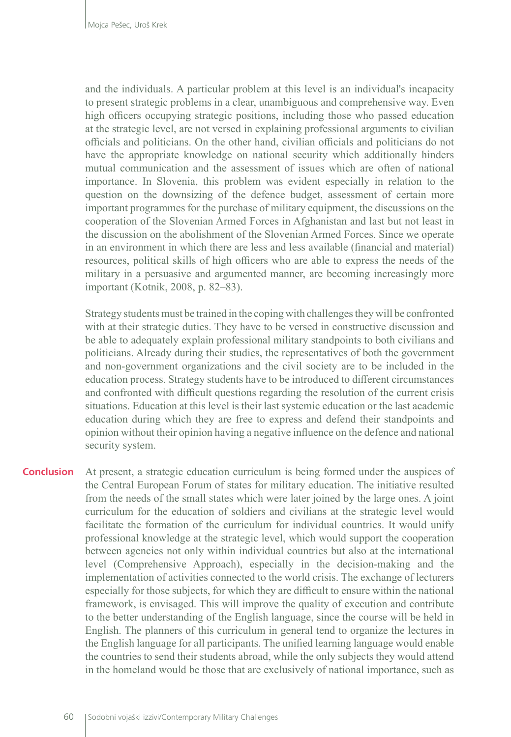and the individuals. A particular problem at this level is an individual's incapacity to present strategic problems in a clear, unambiguous and comprehensive way. Even high officers occupying strategic positions, including those who passed education at the strategic level, are not versed in explaining professional arguments to civilian officials and politicians. On the other hand, civilian officials and politicians do not have the appropriate knowledge on national security which additionally hinders mutual communication and the assessment of issues which are often of national importance. In Slovenia, this problem was evident especially in relation to the question on the downsizing of the defence budget, assessment of certain more important programmes for the purchase of military equipment, the discussions on the cooperation of the Slovenian Armed Forces in Afghanistan and last but not least in the discussion on the abolishment of the Slovenian Armed Forces. Since we operate in an environment in which there are less and less available (financial and material) resources, political skills of high officers who are able to express the needs of the military in a persuasive and argumented manner, are becoming increasingly more important (Kotnik, 2008, p. 82–83).

Strategy students must be trained in the coping with challenges they will be confronted with at their strategic duties. They have to be versed in constructive discussion and be able to adequately explain professional military standpoints to both civilians and politicians. Already during their studies, the representatives of both the government and non-government organizations and the civil society are to be included in the education process. Strategy students have to be introduced to different circumstances and confronted with difficult questions regarding the resolution of the current crisis situations. Education at this level is their last systemic education or the last academic education during which they are free to express and defend their standpoints and opinion without their opinion having a negative influence on the defence and national security system.

## Conclusion

At present, a strategic education curriculum is being formed under the auspices of the Central European Forum of states for military education. The initiative resulted from the needs of the small states which were later joined by the large ones. A joint curriculum for the education of soldiers and civilians at the strategic level would facilitate the formation of the curriculum for individual countries. It would unify professional knowledge at the strategic level, which would support the cooperation between agencies not only within individual countries but also at the international level (Comprehensive Approach), especially in the decision-making and the implementation of activities connected to the world crisis. The exchange of lecturers especially for those subjects, for which they are difficult to ensure within the national framework, is envisaged. This will improve the quality of execution and contribute to the better understanding of the English language, since the course will be held in English. The planners of this curriculum in general tend to organize the lectures in the English language for all participants. The unified learning language would enable the countries to send their students abroad, while the only subjects they would attend in the homeland would be those that are exclusively of national importance, such as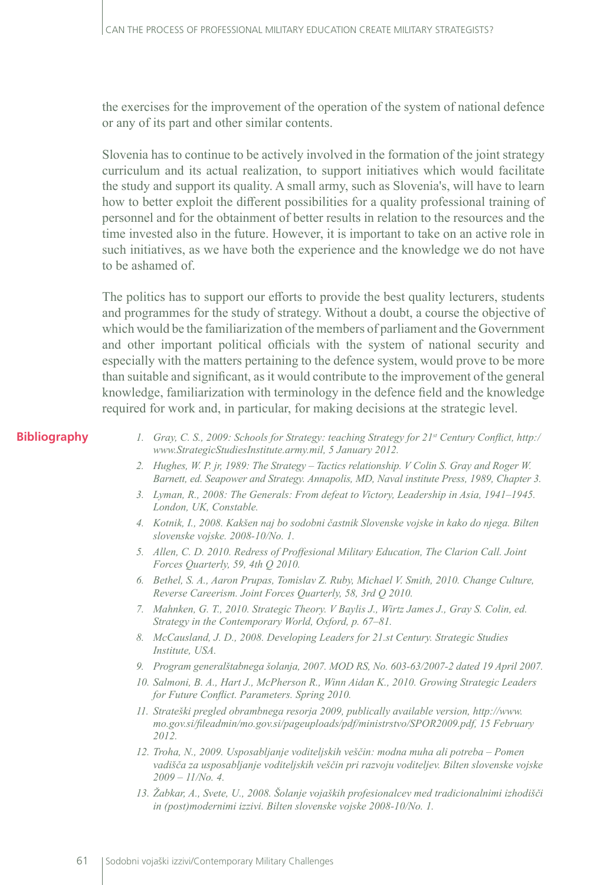the exercises for the improvement of the operation of the system of national defence or any of its part and other similar contents.

Slovenia has to continue to be actively involved in the formation of the joint strategy curriculum and its actual realization, to support initiatives which would facilitate the study and support its quality. A small army, such as Slovenia's, will have to learn how to better exploit the different possibilities for a quality professional training of personnel and for the obtainment of better results in relation to the resources and the time invested also in the future. However, it is important to take on an active role in such initiatives, as we have both the experience and the knowledge we do not have to be ashamed of.

The politics has to support our efforts to provide the best quality lecturers, students and programmes for the study of strategy. Without a doubt, a course the objective of which would be the familiarization of the members of parliament and the Government and other important political officials with the system of national security and especially with the matters pertaining to the defence system, would prove to be more than suitable and significant, as it would contribute to the improvement of the general knowledge, familiarization with terminology in the defence field and the knowledge required for work and, in particular, for making decisions at the strategic level.

## Bibliography

1. *Gray, C. S., 2009: Schools for Strategy: teaching Strategy for 21st Century Conflict, http:/ www.StrategicStudiesInstitute.army.mil, 5 January 2012.*
2. *Hughes, W. P. jr, 1989: The Strategy – Tactics relationship. V Colin S. Gray and Roger W. Barnett, ed. Seapower and Strategy. Annapolis, MD, Naval institute Press, 1989, Chapter 3.*
3. *Lyman, R., 2008: The Generals: From defeat to Victory, Leadership in Asia, 1941–1945. London, UK, Constable.*
4. *Kotnik, I., 2008. Kakšen naj bo sodobni častnik Slovenske vojske in kako do njega. Bilten slovenske vojske. 2008-10/No. 1.*
5. *Allen, C. D. 2010. Redress of Proffesional Military Education, The Clarion Call. Joint Forces Quarterly, 59, 4th Q 2010.*
6. *Bethel, S. A., Aaron Prupas, Tomislav Z. Ruby, Michael V. Smith, 2010. Change Culture, Reverse Careerism. Joint Forces Quarterly, 58, 3rd Q 2010.*
7. *Mahnken, G. T., 2010. Strategic Theory. V Baylis J., Wirtz James J., Gray S. Colin, ed. Strategy in the Contemporary World, Oxford, p. 67–81.*
8. *McCausland, J. D., 2008. Developing Leaders for 21.st Century. Strategic Studies Institute, USA.*
9. *Program generalštabnega šolanja, 2007. MOD RS, No. 603-63/2007-2 dated 19 April 2007.*
10. *Salmoni, B. A., Hart J., McPherson R., Winn Aidan K., 2010. Growing Strategic Leaders for Future Conflict. Parameters. Spring 2010.*
11. *Strateški pregled obrambnega resorja 2009, publically available version, http://www.mo.gov.si/fileadmin/mo.gov.si/pageuploads/pdf/ministrstvo/SPOR2009.pdf, 15 February 2012.*
12. *Troha, N., 2009. Usposabljanje voditeljskih veščin: modna muha ali potreba – Pomen vadišča za usposabljanje voditeljskih veščin pri razvoju voditeljev. Bilten slovenske vojske 2009 – 11/No. 4.*
13. *Žabkar, A., Svete, U., 2008. Šolanje vojaških profesionalcev med tradicionalnimi izhodišči in (post)modernimi izzivi. Bilten slovenske vojske 2008-10/No. 1.*